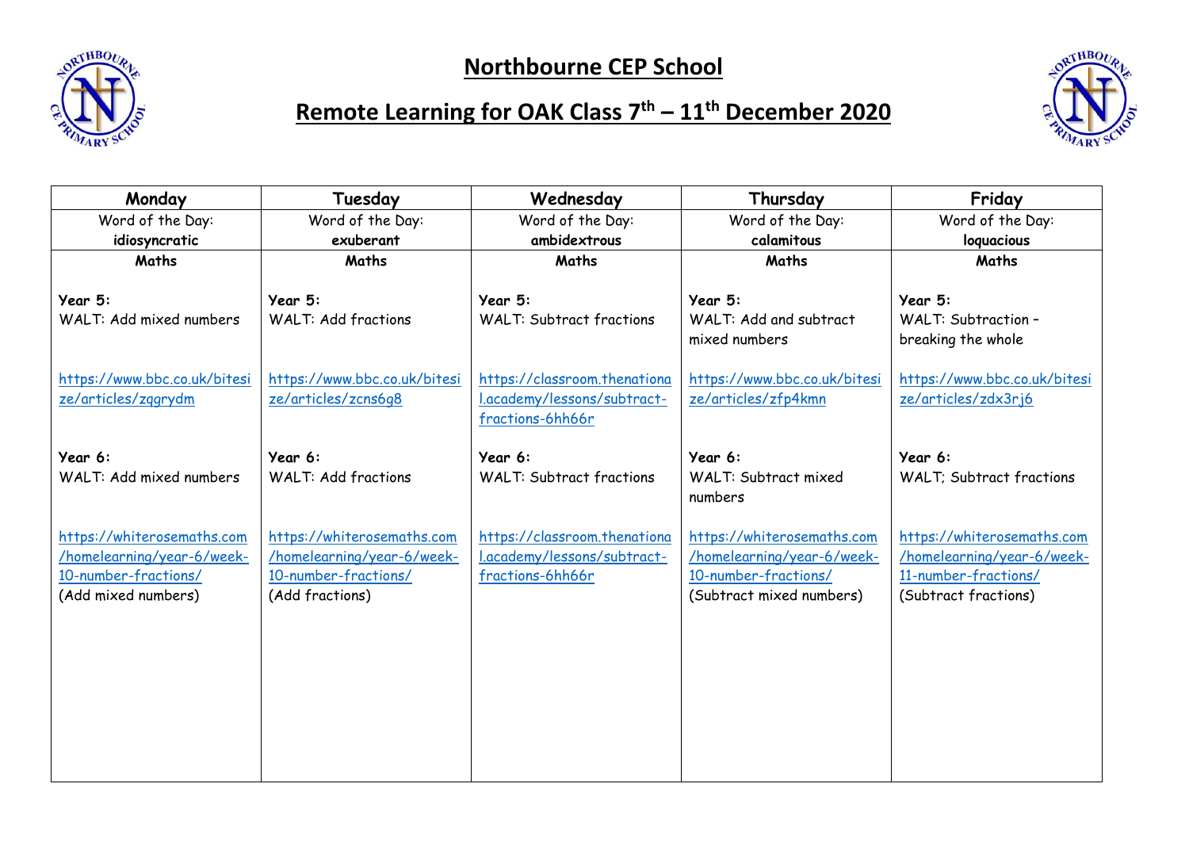# Northbourne CEP School

## Remote Learning for OAK Class 7th – 11th December 2020

| Monday | Tuesday | Wednesday | Thursday | Friday |
|---|---|---|---|---|
| Word of the Day: **idiosyncratic** | Word of the Day: **exuberant** | Word of the Day: **ambidextrous** | Word of the Day: **calamitous** | Word of the Day: **loquacious** |
| **Maths**<br><br>**Year 5:**<br>WALT: Add mixed numbers<br><br>https://www.bbc.co.uk/bitesize/articles/zqgrydm<br><br>**Year 6:**<br>WALT: Add mixed numbers<br><br>https://whiterosemaths.com/homelearning/year-6/week-10-number-fractions/<br>(Add mixed numbers) | **Maths**<br><br>**Year 5:**<br>WALT: Add fractions<br><br>https://www.bbc.co.uk/bitesize/articles/zcns6g8<br><br>**Year 6:**<br>WALT: Add fractions<br><br>https://whiterosemaths.com/homelearning/year-6/week-10-number-fractions/<br>(Add fractions) | **Maths**<br><br>**Year 5:**<br>WALT: Subtract fractions<br><br>https://classroom.thenational.academy/lessons/subtract-fractions-6hh66r<br><br>**Year 6:**<br>WALT: Subtract fractions<br><br>https://classroom.thenational.academy/lessons/subtract-fractions-6hh66r | **Maths**<br><br>**Year 5:**<br>WALT: Add and subtract mixed numbers<br><br>https://www.bbc.co.uk/bitesize/articles/zfp4kmn<br><br>**Year 6:**<br>WALT: Subtract mixed numbers<br><br>https://whiterosemaths.com/homelearning/year-6/week-10-number-fractions/<br>(Subtract mixed numbers) | **Maths**<br><br>**Year 5:**<br>WALT: Subtraction – breaking the whole<br><br>https://www.bbc.co.uk/bitesize/articles/zdx3rj6<br><br>**Year 6:**<br>WALT; Subtract fractions<br><br>https://whiterosemaths.com/homelearning/year-6/week-11-number-fractions/<br>(Subtract fractions) |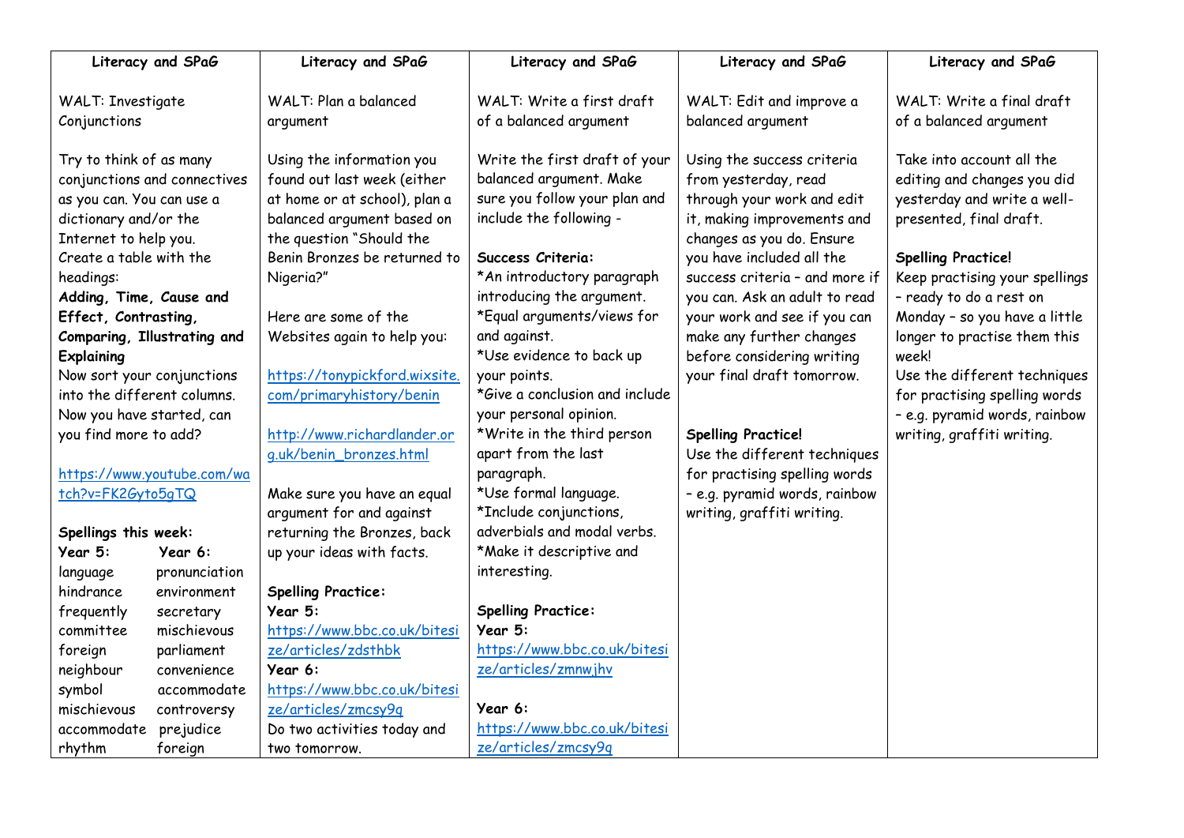| Literacy and SPaG | Literacy and SPaG | Literacy and SPaG | Literacy and SPaG | Literacy and SPaG |
|---|---|---|---|---|
| WALT: Investigate Conjunctions<br><br>Try to think of as many conjunctions and connectives as you can. You can use a dictionary and/or the Internet to help you.<br>Create a table with the headings:<br>**Adding, Time, Cause and Effect, Contrasting, Comparing, Illustrating and Explaining**<br>Now sort your conjunctions into the different columns.<br>Now you have started, can you find more to add?<br><br>https://www.youtube.com/watch?v=FK2Gyto5gTQ<br><br>**Spellings this week:**<br>**Year 5:** language, hindrance, frequently, committee, foreign, neighbour, symbol, mischievous, accommodate, rhythm<br>**Year 6:** pronunciation, environment, secretary, mischievous, parliament, convenience, accommodate, controversy, prejudice, foreign | WALT: Plan a balanced argument<br><br>Using the information you found out last week (either at home or at school), plan a balanced argument based on the question "Should the Benin Bronzes be returned to Nigeria?"<br><br>Here are some of the Websites again to help you:<br><br>https://tonypickford.wixsite.com/primaryhistory/benin<br><br>http://www.richardlander.org.uk/benin_bronzes.html<br><br>Make sure you have an equal argument for and against returning the Bronzes, back up your ideas with facts.<br><br>**Spelling Practice:**<br>**Year 5:**<br>https://www.bbc.co.uk/bitesize/articles/zdsthbk<br>**Year 6:**<br>https://www.bbc.co.uk/bitesize/articles/zmcsy9q<br>Do two activities today and two tomorrow. | WALT: Write a first draft of a balanced argument<br><br>Write the first draft of your balanced argument. Make sure you follow your plan and include the following -<br><br>**Success Criteria:**<br>*An introductory paragraph introducing the argument.<br>*Equal arguments/views for and against.<br>*Use evidence to back up your points.<br>*Give a conclusion and include your personal opinion.<br>*Write in the third person apart from the last paragraph.<br>*Use formal language.<br>*Include conjunctions, adverbials and modal verbs.<br>*Make it descriptive and interesting.<br><br>**Spelling Practice:**<br>**Year 5:**<br>https://www.bbc.co.uk/bitesize/articles/zmnwjhv<br><br>**Year 6:**<br>https://www.bbc.co.uk/bitesize/articles/zmcsy9q | WALT: Edit and improve a balanced argument<br><br>Using the success criteria from yesterday, read through your work and edit it, making improvements and changes as you do. Ensure you have included all the success criteria – and more if you can. Ask an adult to read your work and see if you can make any further changes before considering writing your final draft tomorrow.<br><br>**Spelling Practice!**<br>Use the different techniques for practising spelling words – e.g. pyramid words, rainbow writing, graffiti writing. | WALT: Write a final draft of a balanced argument<br><br>Take into account all the editing and changes you did yesterday and write a well-presented, final draft.<br><br>**Spelling Practice!**<br>Keep practising your spellings – ready to do a rest on Monday – so you have a little longer to practise them this week!<br>Use the different techniques for practising spelling words – e.g. pyramid words, rainbow writing, graffiti writing. |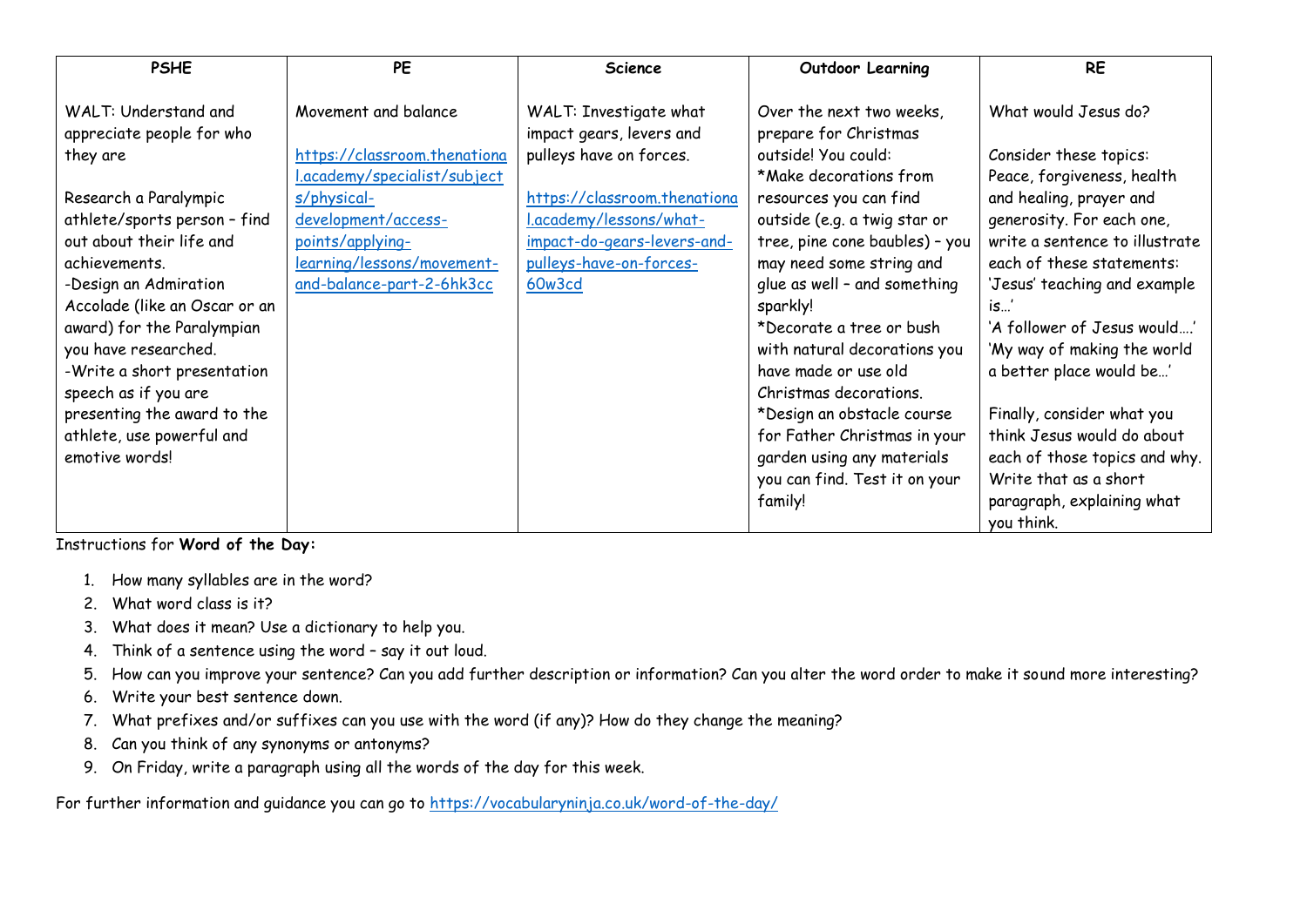| PSHE | PE | Science | Outdoor Learning | RE |
|---|---|---|---|---|
| WALT: Understand and appreciate people for who they are<br><br>Research a Paralympic athlete/sports person – find out about their life and achievements.<br>-Design an Admiration Accolade (like an Oscar or an award) for the Paralympian you have researched.<br>-Write a short presentation speech as if you are presenting the award to the athlete, use powerful and emotive words! | Movement and balance<br><br>[https://classroom.thenational.academy/specialist/subjects/physical-development/access-points/applying-learning/lessons/movement-and-balance-part-2-6hk3cc](https://classroom.thenational.academy/specialist/subjects/physical-development/access-points/applying-learning/lessons/movement-and-balance-part-2-6hk3cc) | WALT: Investigate what impact gears, levers and pulleys have on forces.<br><br>[https://classroom.thenational.academy/lessons/what-impact-do-gears-levers-and-pulleys-have-on-forces-60w3cd](https://classroom.thenational.academy/lessons/what-impact-do-gears-levers-and-pulleys-have-on-forces-60w3cd) | Over the next two weeks, prepare for Christmas outside! You could:<br>*Make decorations from resources you can find outside (e.g. a twig star or tree, pine cone baubles) – you may need some string and glue as well – and something sparkly!<br>*Decorate a tree or bush with natural decorations you have made or use old Christmas decorations.<br>*Design an obstacle course for Father Christmas in your garden using any materials you can find. Test it on your family! | What would Jesus do?<br><br>Consider these topics: Peace, forgiveness, health and healing, prayer and generosity. For each one, write a sentence to illustrate each of these statements:<br>'Jesus' teaching and example is…'<br>'A follower of Jesus would….'<br>'My way of making the world a better place would be…'<br><br>Finally, consider what you think Jesus would do about each of those topics and why. Write that as a short paragraph, explaining what you think. |

Instructions for **Word of the Day:**

1. How many syllables are in the word?
2. What word class is it?
3. What does it mean? Use a dictionary to help you.
4. Think of a sentence using the word – say it out loud.
5. How can you improve your sentence? Can you add further description or information? Can you alter the word order to make it sound more interesting?
6. Write your best sentence down.
7. What prefixes and/or suffixes can you use with the word (if any)? How do they change the meaning?
8. Can you think of any synonyms or antonyms?
9. On Friday, write a paragraph using all the words of the day for this week.

For further information and guidance you can go to [https://vocabularyninja.co.uk/word-of-the-day/](https://vocabularyninja.co.uk/word-of-the-day/)